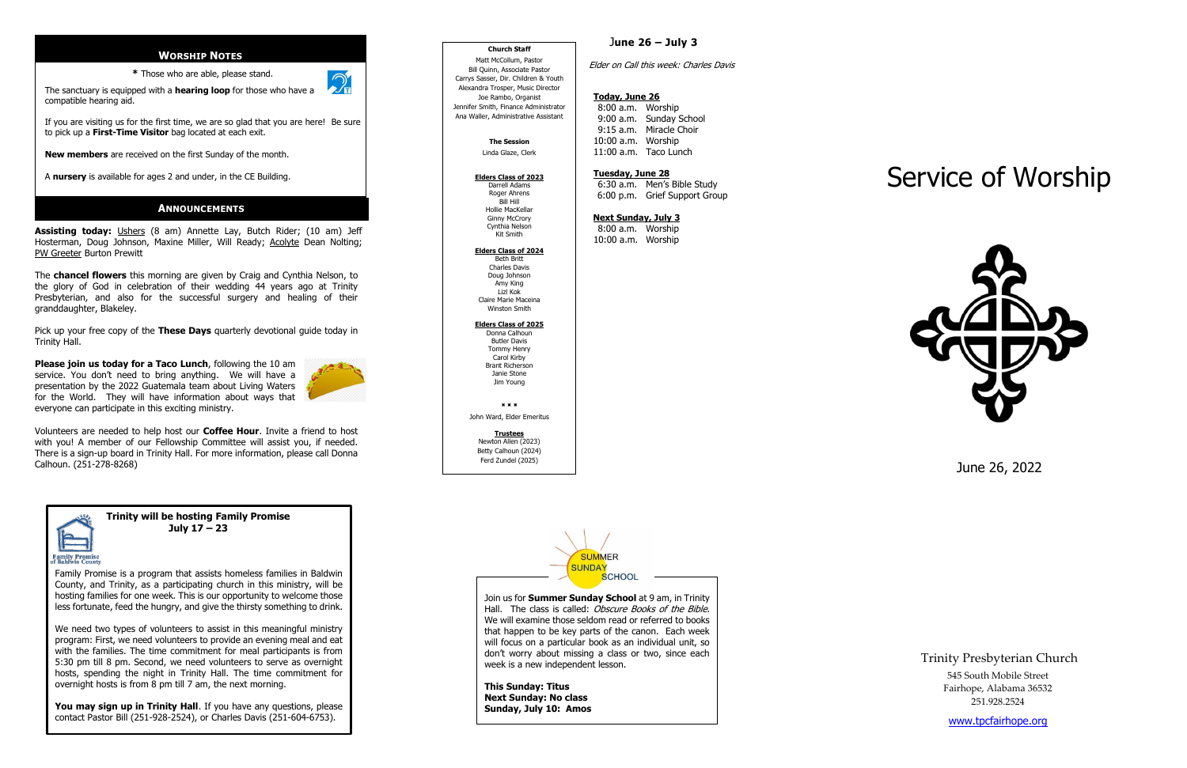## WORSHIP NOTES

**\*** Those who are able, please stand.

The sanctuary is equipped with a **hearing loop** for those who have a compatible hearing aid.

If you are visiting us for the first time, we are so glad that you are here! Be sure to pick up a **First-Time Visitor** bag located at each exit.

**New members** are received on the first Sunday of the month.

A **nursery** is available for ages 2 and under, in the CE Building.

## ANNOUNCEMENTS

**Assisting today:** Ushers (8 am) Annette Lay, Butch Rider; (10 am) Jeff Hosterman, Doug Johnson, Maxine Miller, Will Ready; Acolyte Dean Nolting; PW Greeter Burton Prewitt

The **chancel flowers** this morning are given by Craig and Cynthia Nelson, to the glory of God in celebration of their wedding 44 years ago at Trinity Presbyterian, and also for the successful surgery and healing of their granddaughter, Blakeley.

Pick up your free copy of the **These Days** quarterly devotional guide today in Trinity Hall.

**Please join us today for a Taco Lunch**, following the 10 am service. You don't need to bring anything. We will have a presentation by the 2022 Guatemala team about Living Waters for the World. They will have information about ways that everyone can participate in this exciting ministry.

Volunteers are needed to help host our **Coffee Hour**. Invite a friend to host with you! A member of our Fellowship Committee will assist you, if needed. There is a sign-up board in Trinity Hall. For more information, please call Donna Calhoun. (251-278-8268)

### Trinity will be hosting Family Promise July 17 – 23

Family Promise of Baldwin County

Family Promise is a program that assists homeless families in Baldwin County, and Trinity, as a participating church in this ministry, will be hosting families for one week. This is our opportunity to welcome those less fortunate, feed the hungry, and give the thirsty something to drink.

We need two types of volunteers to assist in this meaningful ministry program: First, we need volunteers to provide an evening meal and eat with the families. The time commitment for meal participants is from 5:30 pm till 8 pm. Second, we need volunteers to serve as overnight hosts, spending the night in Trinity Hall. The time commitment for overnight hosts is from 8 pm till 7 am, the next morning.

**You may sign up in Trinity Hall**. If you have any questions, please contact Pastor Bill (251-928-2524), or Charles Davis (251-604-6753).

**Church Staff**

Matt McCollum, Pastor
Bill Quinn, Associate Pastor
Carrys Sasser, Dir. Children & Youth
Alexandra Trosper, Music Director
Joe Rambo, Organist
Jennifer Smith, Finance Administrator
Ana Waller, Administrative Assistant

**The Session**

Linda Glaze, Clerk

**Elders Class of 2023**

Darrell Adams
Roger Ahrens
Bill Hill
Hollie MacKellar
Ginny McCrory
Cynthia Nelson
Kit Smith

**Elders Class of 2024**

Beth Britt
Charles Davis
Doug Johnson
Amy King
Lizl Kok
Claire Marie Maceina
Winston Smith

**Elders Class of 2025**

Donna Calhoun
Butler Davis
Tommy Henry
Carol Kirby
Brant Richerson
Janie Stone
Jim Young

\* \* \*

John Ward, Elder Emeritus

**Trustees**

Newton Allen (2023)
Betty Calhoun (2024)
Ferd Zundel (2025)

## June 26 – July 3

*Elder on Call this week: Charles Davis*

**Today, June 26**

| | |
|---|---|
| 8:00 a.m. | Worship |
| 9:00 a.m. | Sunday School |
| 9:15 a.m. | Miracle Choir |
| 10:00 a.m. | Worship |
| 11:00 a.m. | Taco Lunch |

**Tuesday, June 28**

| | |
|---|---|
| 6:30 a.m. | Men's Bible Study |
| 6:00 p.m. | Grief Support Group |

**Next Sunday, July 3**

| | |
|---|---|
| 8:00 a.m. | Worship |
| 10:00 a.m. | Worship |

### SUMMER SUNDAY SCHOOL

Join us for **Summer Sunday School** at 9 am, in Trinity Hall. The class is called: *Obscure Books of the Bible*. We will examine those seldom read or referred to books that happen to be key parts of the canon. Each week will focus on a particular book as an individual unit, so don't worry about missing a class or two, since each week is a new independent lesson.

**This Sunday: Titus**
**Next Sunday: No class**
**Sunday, July 10: Amos**

# Service of Worship

June 26, 2022

Trinity Presbyterian Church
545 South Mobile Street
Fairhope, Alabama 36532
251.928.2524

www.tpcfairhope.org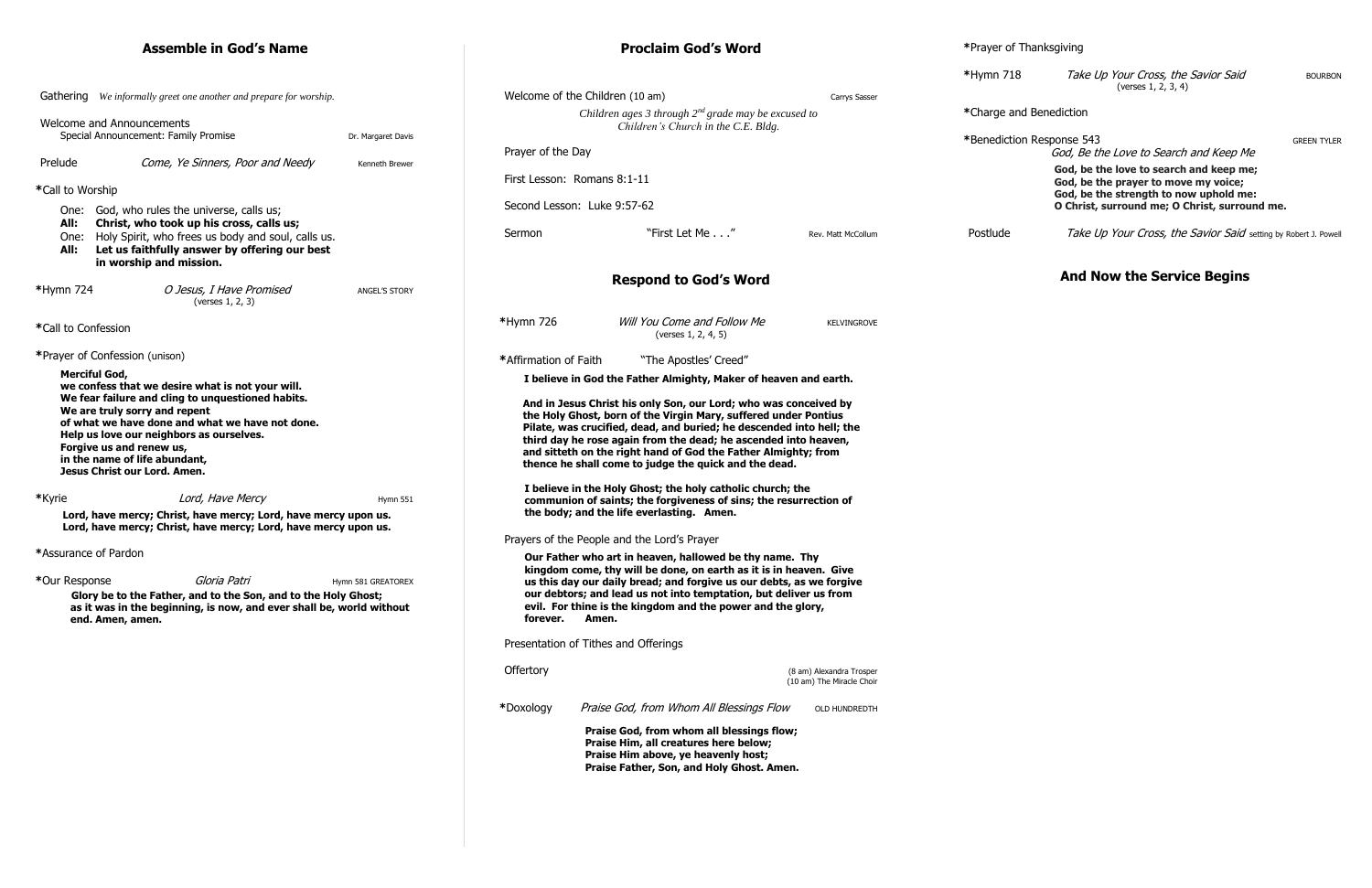## Assemble in God's Name

Gathering *We informally greet one another and prepare for worship.*

Welcome and Announcements
Special Announcement: Family Promise — Dr. Margaret Davis

Prelude — *Come, Ye Sinners, Poor and Needy* — Kenneth Brewer

*Call to Worship

One: God, who rules the universe, calls us;
**All: Christ, who took up his cross, calls us;**
One: Holy Spirit, who frees us body and soul, calls us.
**All: Let us faithfully answer by offering our best in worship and mission.**

*Hymn 724 — *O Jesus, I Have Promised* (verses 1, 2, 3) — ANGEL'S STORY

*Call to Confession

*Prayer of Confession (unison)

**Merciful God,
we confess that we desire what is not your will.
We fear failure and cling to unquestioned habits.
We are truly sorry and repent
of what we have done and what we have not done.
Help us love our neighbors as ourselves.
Forgive us and renew us,
in the name of life abundant,
Jesus Christ our Lord. Amen.**

*Kyrie — *Lord, Have Mercy* — Hymn 551

**Lord, have mercy; Christ, have mercy; Lord, have mercy upon us.
Lord, have mercy; Christ, have mercy; Lord, have mercy upon us.**

*Assurance of Pardon

*Our Response — *Gloria Patri* — Hymn 581 GREATOREX

**Glory be to the Father, and to the Son, and to the Holy Ghost; as it was in the beginning, is now, and ever shall be, world without end. Amen, amen.**

## Proclaim God's Word

Welcome of the Children (10 am) — Carrys Sasser

*Children ages 3 through 2nd grade may be excused to Children's Church in the C.E. Bldg.*

Prayer of the Day

First Lesson: Romans 8:1-11

Second Lesson: Luke 9:57-62

Sermon — "First Let Me . . ." — Rev. Matt McCollum

## Respond to God's Word

*Hymn 726 — *Will You Come and Follow Me* (verses 1, 2, 4, 5) — KELVINGROVE

*Affirmation of Faith — "The Apostles' Creed"

**I believe in God the Father Almighty, Maker of heaven and earth.**

**And in Jesus Christ his only Son, our Lord; who was conceived by the Holy Ghost, born of the Virgin Mary, suffered under Pontius Pilate, was crucified, dead, and buried; he descended into hell; the third day he rose again from the dead; he ascended into heaven, and sitteth on the right hand of God the Father Almighty; from thence he shall come to judge the quick and the dead.**

**I believe in the Holy Ghost; the holy catholic church; the communion of saints; the forgiveness of sins; the resurrection of the body; and the life everlasting. Amen.**

Prayers of the People and the Lord's Prayer

**Our Father who art in heaven, hallowed be thy name. Thy kingdom come, thy will be done, on earth as it is in heaven. Give us this day our daily bread; and forgive us our debts, as we forgive our debtors; and lead us not into temptation, but deliver us from evil. For thine is the kingdom and the power and the glory, forever. Amen.**

Presentation of Tithes and Offerings

Offertory — (8 am) Alexandra Trosper; (10 am) The Miracle Choir

*Doxology — *Praise God, from Whom All Blessings Flow* — OLD HUNDREDTH

**Praise God, from whom all blessings flow;
Praise Him, all creatures here below;
Praise Him above, ye heavenly host;
Praise Father, Son, and Holy Ghost. Amen.**

*Prayer of Thanksgiving

*Hymn 718 — *Take Up Your Cross, the Savior Said* (verses 1, 2, 3, 4) — BOURBON

*Charge and Benediction

*Benediction Response 543 — *God, Be the Love to Search and Keep Me* — GREEN TYLER

**God, be the love to search and keep me;
God, be the prayer to move my voice;
God, be the strength to now uphold me:
O Christ, surround me; O Christ, surround me.**

Postlude — *Take Up Your Cross, the Savior Said* setting by Robert J. Powell

## And Now the Service Begins